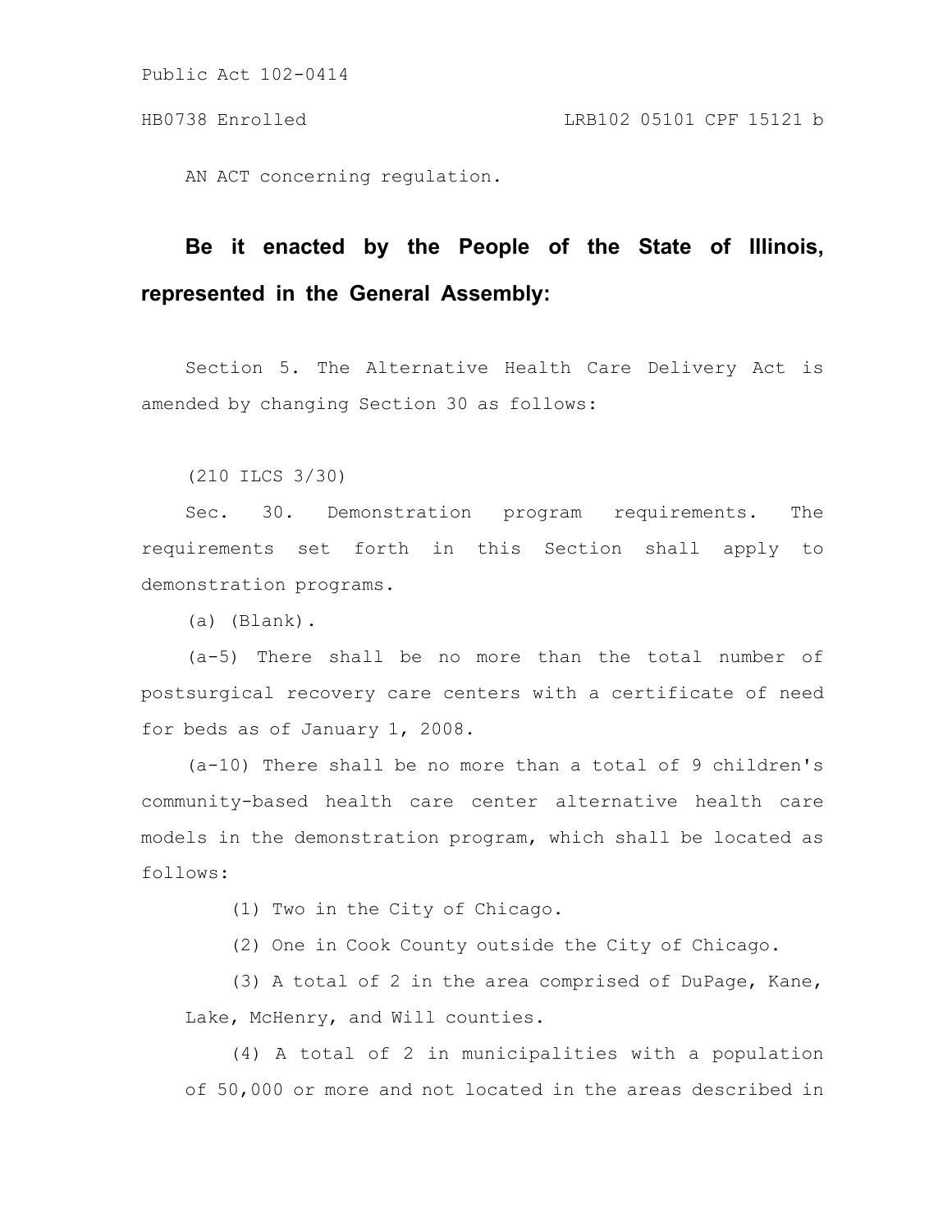Public Act 102-0414

HB0738 Enrolled LRB102 05101 CPF 15121 b

AN ACT concerning regulation.

**Be it enacted by the People of the State of Illinois, represented in the General Assembly:**

Section 5. The Alternative Health Care Delivery Act is amended by changing Section 30 as follows:

(210 ILCS 3/30)

Sec. 30. Demonstration program requirements. The requirements set forth in this Section shall apply to demonstration programs.

(a) (Blank).

(a-5) There shall be no more than the total number of postsurgical recovery care centers with a certificate of need for beds as of January 1, 2008.

(a-10) There shall be no more than a total of 9 children's community-based health care center alternative health care models in the demonstration program, which shall be located as follows:

(1) Two in the City of Chicago.

(2) One in Cook County outside the City of Chicago.

(3) A total of 2 in the area comprised of DuPage, Kane, Lake, McHenry, and Will counties.

(4) A total of 2 in municipalities with a population of 50,000 or more and not located in the areas described in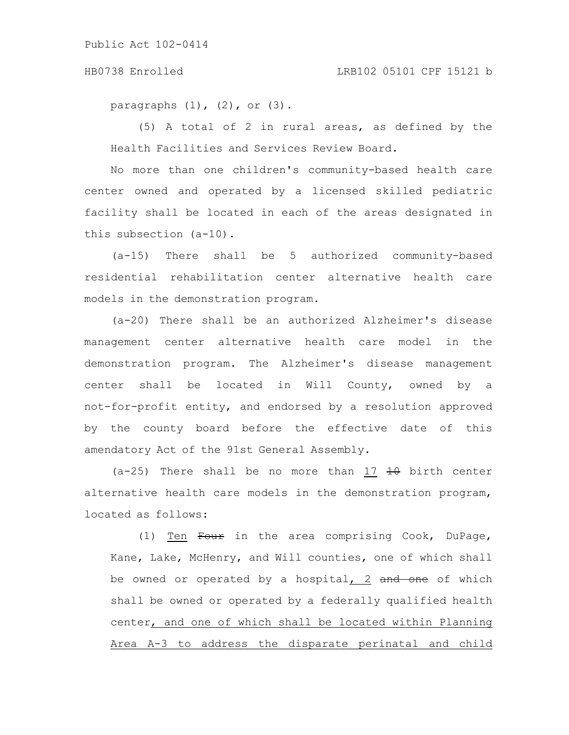paragraphs (1), (2), or (3).

(5) A total of 2 in rural areas, as defined by the Health Facilities and Services Review Board.

No more than one children's community-based health care center owned and operated by a licensed skilled pediatric facility shall be located in each of the areas designated in this subsection (a-10).

(a-15) There shall be 5 authorized community-based residential rehabilitation center alternative health care models in the demonstration program.

(a-20) There shall be an authorized Alzheimer's disease management center alternative health care model in the demonstration program. The Alzheimer's disease management center shall be located in Will County, owned by a not-for-profit entity, and endorsed by a resolution approved by the county board before the effective date of this amendatory Act of the 91st General Assembly.

(a-25) There shall be no more than 17 ~~10~~ birth center alternative health care models in the demonstration program, located as follows:

(1) Ten ~~Four~~ in the area comprising Cook, DuPage, Kane, Lake, McHenry, and Will counties, one of which shall be owned or operated by a hospital, 2 ~~and one~~ of which shall be owned or operated by a federally qualified health center, and one of which shall be located within Planning Area A-3 to address the disparate perinatal and child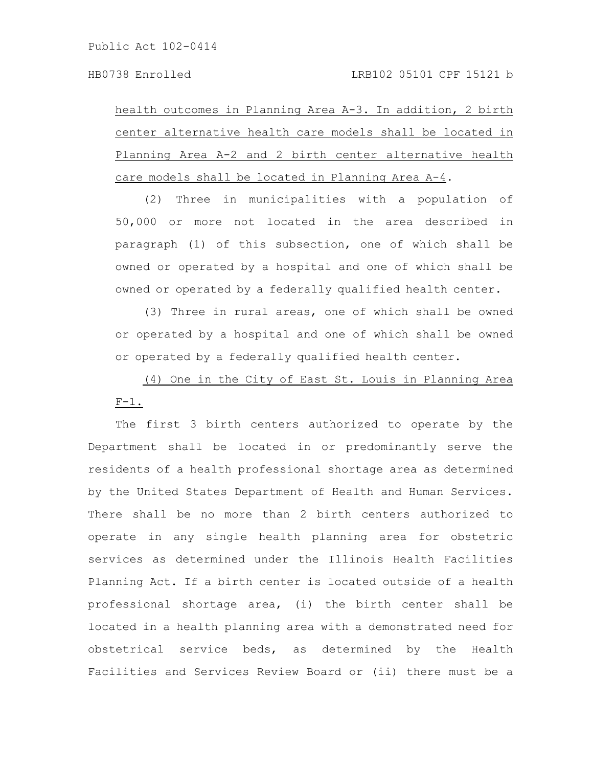health outcomes in Planning Area A-3. In addition, 2 birth center alternative health care models shall be located in Planning Area A-2 and 2 birth center alternative health care models shall be located in Planning Area A-4.

(2) Three in municipalities with a population of 50,000 or more not located in the area described in paragraph (1) of this subsection, one of which shall be owned or operated by a hospital and one of which shall be owned or operated by a federally qualified health center.

(3) Three in rural areas, one of which shall be owned or operated by a hospital and one of which shall be owned or operated by a federally qualified health center.

(4) One in the City of East St. Louis in Planning Area F-1.

The first 3 birth centers authorized to operate by the Department shall be located in or predominantly serve the residents of a health professional shortage area as determined by the United States Department of Health and Human Services. There shall be no more than 2 birth centers authorized to operate in any single health planning area for obstetric services as determined under the Illinois Health Facilities Planning Act. If a birth center is located outside of a health professional shortage area, (i) the birth center shall be located in a health planning area with a demonstrated need for obstetrical service beds, as determined by the Health Facilities and Services Review Board or (ii) there must be a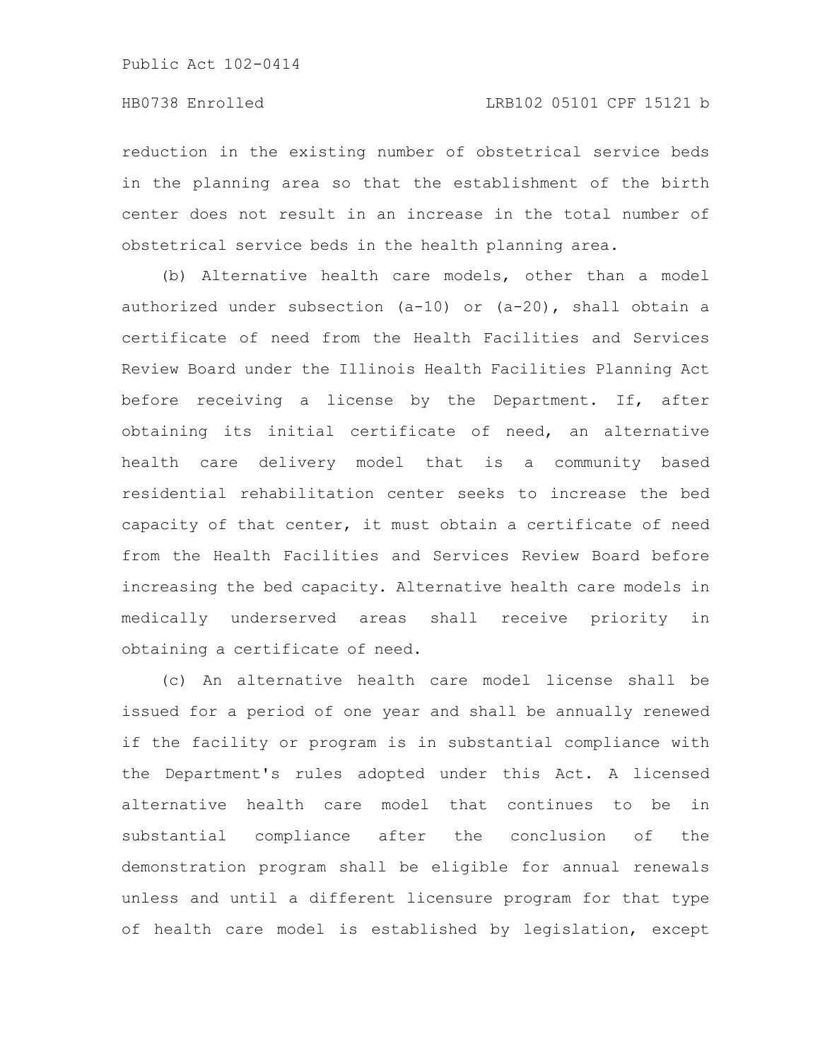reduction in the existing number of obstetrical service beds in the planning area so that the establishment of the birth center does not result in an increase in the total number of obstetrical service beds in the health planning area.

(b) Alternative health care models, other than a model authorized under subsection (a-10) or (a-20), shall obtain a certificate of need from the Health Facilities and Services Review Board under the Illinois Health Facilities Planning Act before receiving a license by the Department. If, after obtaining its initial certificate of need, an alternative health care delivery model that is a community based residential rehabilitation center seeks to increase the bed capacity of that center, it must obtain a certificate of need from the Health Facilities and Services Review Board before increasing the bed capacity. Alternative health care models in medically underserved areas shall receive priority in obtaining a certificate of need.

(c) An alternative health care model license shall be issued for a period of one year and shall be annually renewed if the facility or program is in substantial compliance with the Department's rules adopted under this Act. A licensed alternative health care model that continues to be in substantial compliance after the conclusion of the demonstration program shall be eligible for annual renewals unless and until a different licensure program for that type of health care model is established by legislation, except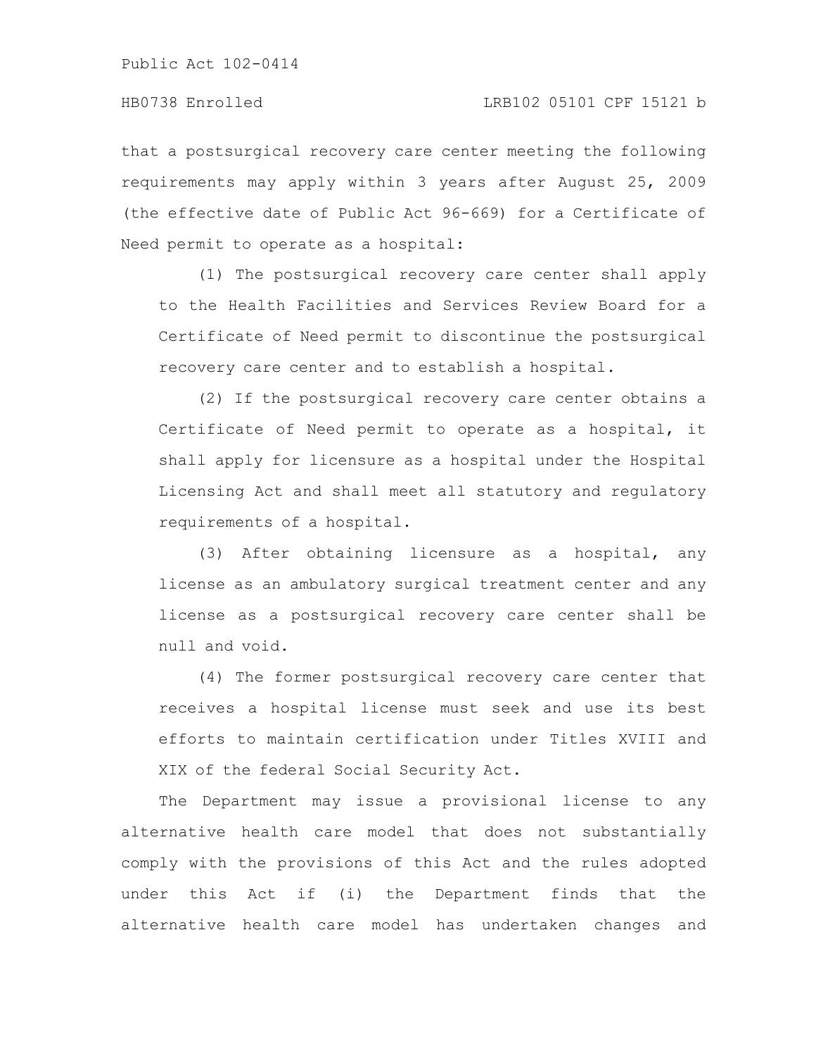that a postsurgical recovery care center meeting the following requirements may apply within 3 years after August 25, 2009 (the effective date of Public Act 96-669) for a Certificate of Need permit to operate as a hospital:

(1) The postsurgical recovery care center shall apply to the Health Facilities and Services Review Board for a Certificate of Need permit to discontinue the postsurgical recovery care center and to establish a hospital.

(2) If the postsurgical recovery care center obtains a Certificate of Need permit to operate as a hospital, it shall apply for licensure as a hospital under the Hospital Licensing Act and shall meet all statutory and regulatory requirements of a hospital.

(3) After obtaining licensure as a hospital, any license as an ambulatory surgical treatment center and any license as a postsurgical recovery care center shall be null and void.

(4) The former postsurgical recovery care center that receives a hospital license must seek and use its best efforts to maintain certification under Titles XVIII and XIX of the federal Social Security Act.

The Department may issue a provisional license to any alternative health care model that does not substantially comply with the provisions of this Act and the rules adopted under this Act if (i) the Department finds that the alternative health care model has undertaken changes and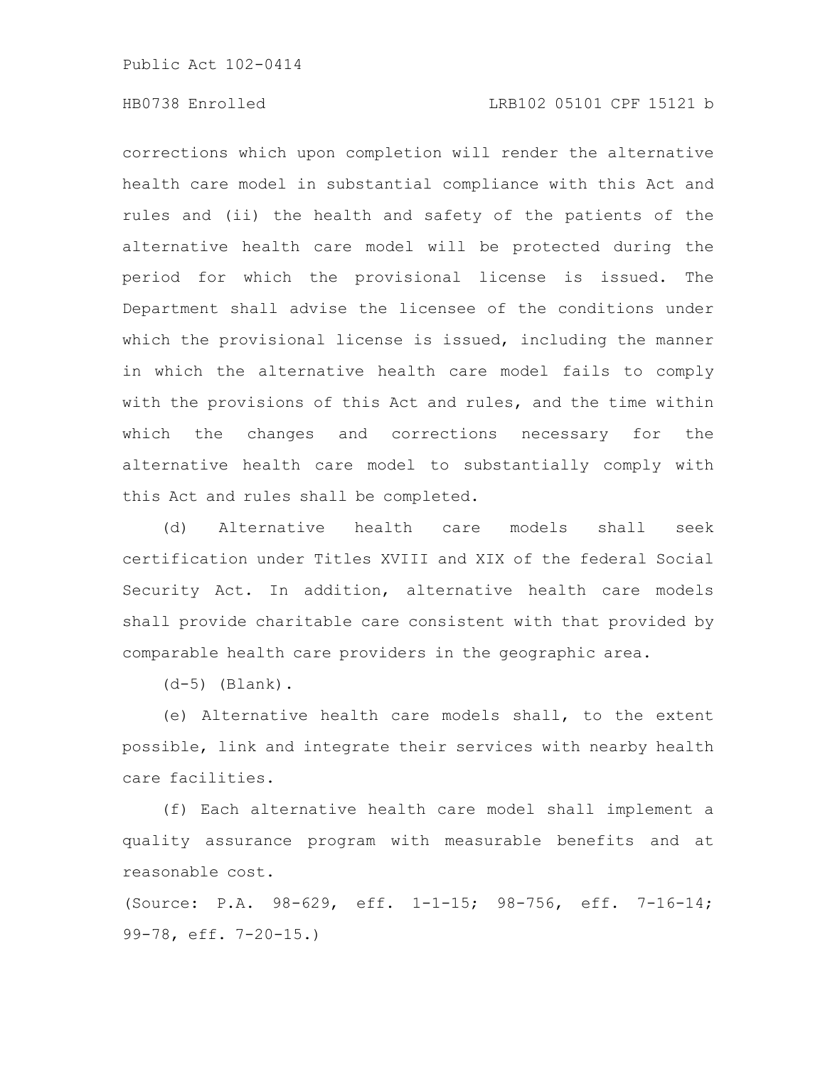corrections which upon completion will render the alternative health care model in substantial compliance with this Act and rules and (ii) the health and safety of the patients of the alternative health care model will be protected during the period for which the provisional license is issued. The Department shall advise the licensee of the conditions under which the provisional license is issued, including the manner in which the alternative health care model fails to comply with the provisions of this Act and rules, and the time within which the changes and corrections necessary for the alternative health care model to substantially comply with this Act and rules shall be completed.

(d) Alternative health care models shall seek certification under Titles XVIII and XIX of the federal Social Security Act. In addition, alternative health care models shall provide charitable care consistent with that provided by comparable health care providers in the geographic area.

(d-5) (Blank).

(e) Alternative health care models shall, to the extent possible, link and integrate their services with nearby health care facilities.

(f) Each alternative health care model shall implement a quality assurance program with measurable benefits and at reasonable cost.

(Source: P.A. 98-629, eff. 1-1-15; 98-756, eff. 7-16-14; 99-78, eff. 7-20-15.)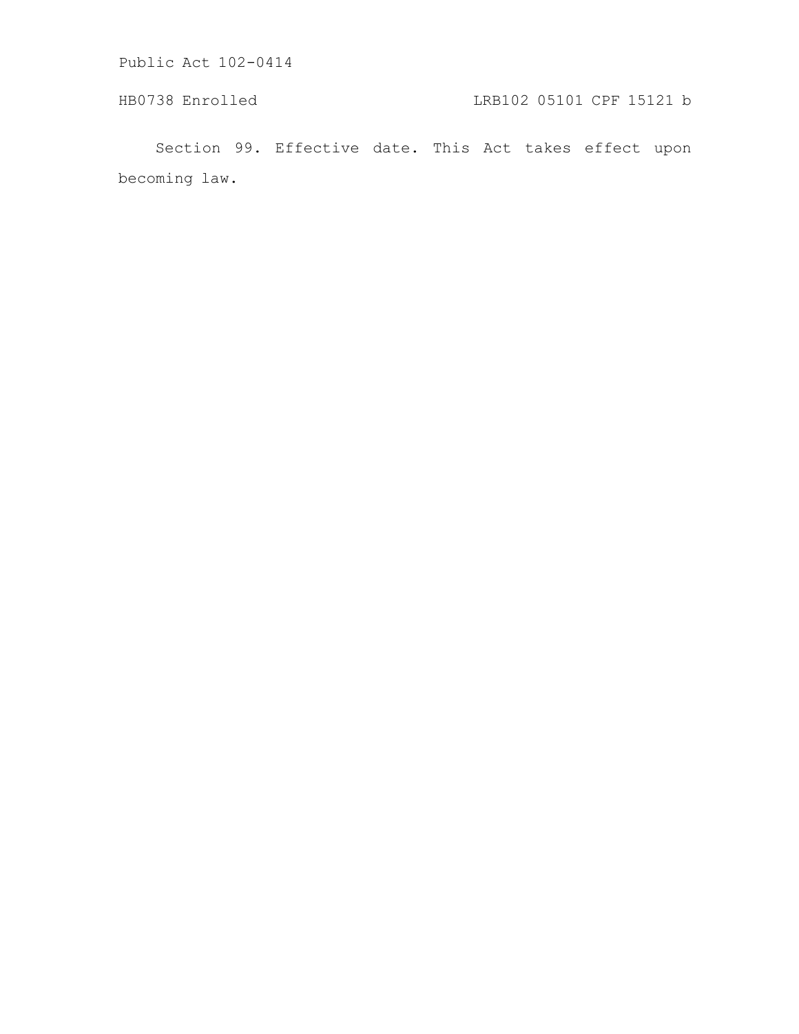Section 99. Effective date. This Act takes effect upon becoming law.